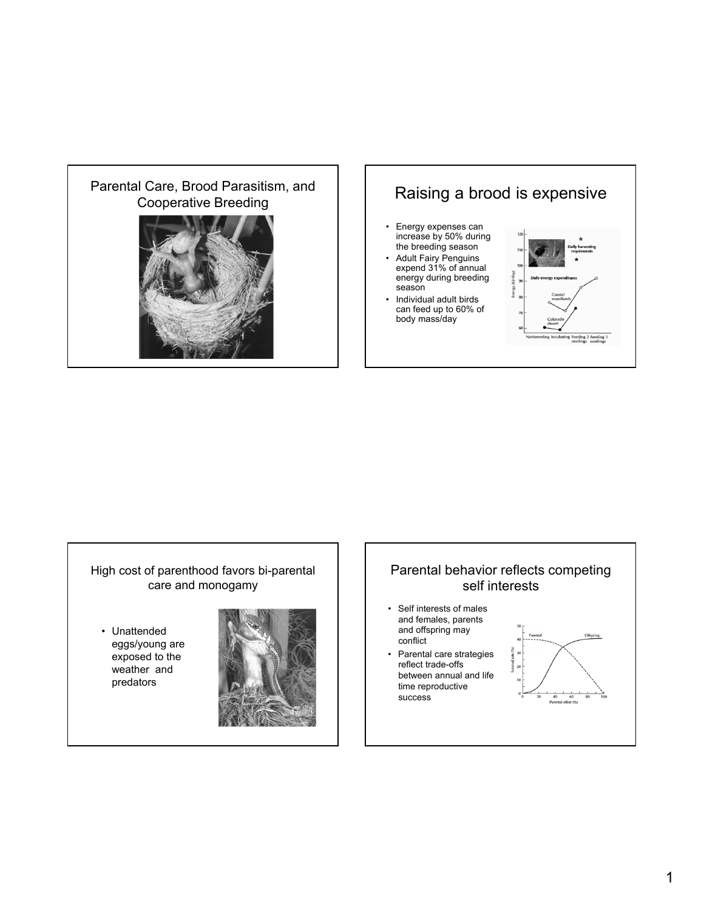## Parental Care, Brood Parasitism, and Cooperative Breeding

## Raising a brood is expensive

- Energy expenses can increase by 50% during the breeding season
- Adult Fairy Penguins expend 31% of annual energy during breeding season
- Individual adult birds can feed up to 60% of body mass/day

## High cost of parenthood favors bi-parental care and monogamy

- Unattended eggs/young are exposed to the weather and predators

## Parental behavior reflects competing self interests

- Self interests of males and females, parents and offspring may conflict
- Parental care strategies reflect trade-offs between annual and life time reproductive success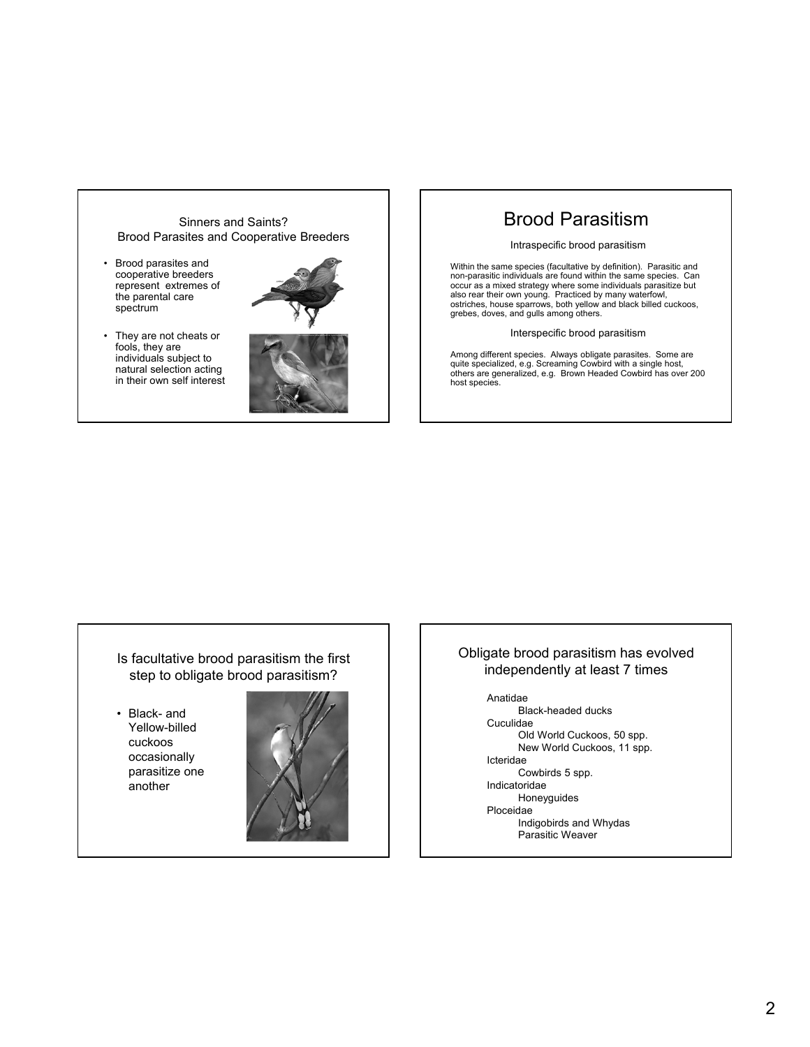## Sinners and Saints? Brood Parasites and Cooperative Breeders

- Brood parasites and cooperative breeders represent extremes of the parental care spectrum
- They are not cheats or fools, they are individuals subject to natural selection acting in their own self interest

## Brood Parasitism

### Intraspecific brood parasitism

Within the same species (facultative by definition). Parasitic and non-parasitic individuals are found within the same species. Can occur as a mixed strategy where some individuals parasitize but also rear their own young. Practiced by many waterfowl, ostriches, house sparrows, both yellow and black billed cuckoos, grebes, doves, and gulls among others.

### Interspecific brood parasitism

Among different species. Always obligate parasites. Some are quite specialized, e.g. Screaming Cowbird with a single host, others are generalized, e.g. Brown Headed Cowbird has over 200 host species.

## Is facultative brood parasitism the first step to obligate brood parasitism?

- Black- and Yellow-billed cuckoos occasionally parasitize one another

## Obligate brood parasitism has evolved independently at least 7 times

- Anatidae
  - Black-headed ducks
- Cuculidae
  - Old World Cuckoos, 50 spp.
  - New World Cuckoos, 11 spp.
- Icteridae
  - Cowbirds 5 spp.
- Indicatoridae
  - Honeyguides
- Ploceidae
  - Indigobirds and Whydas
  - Parasitic Weaver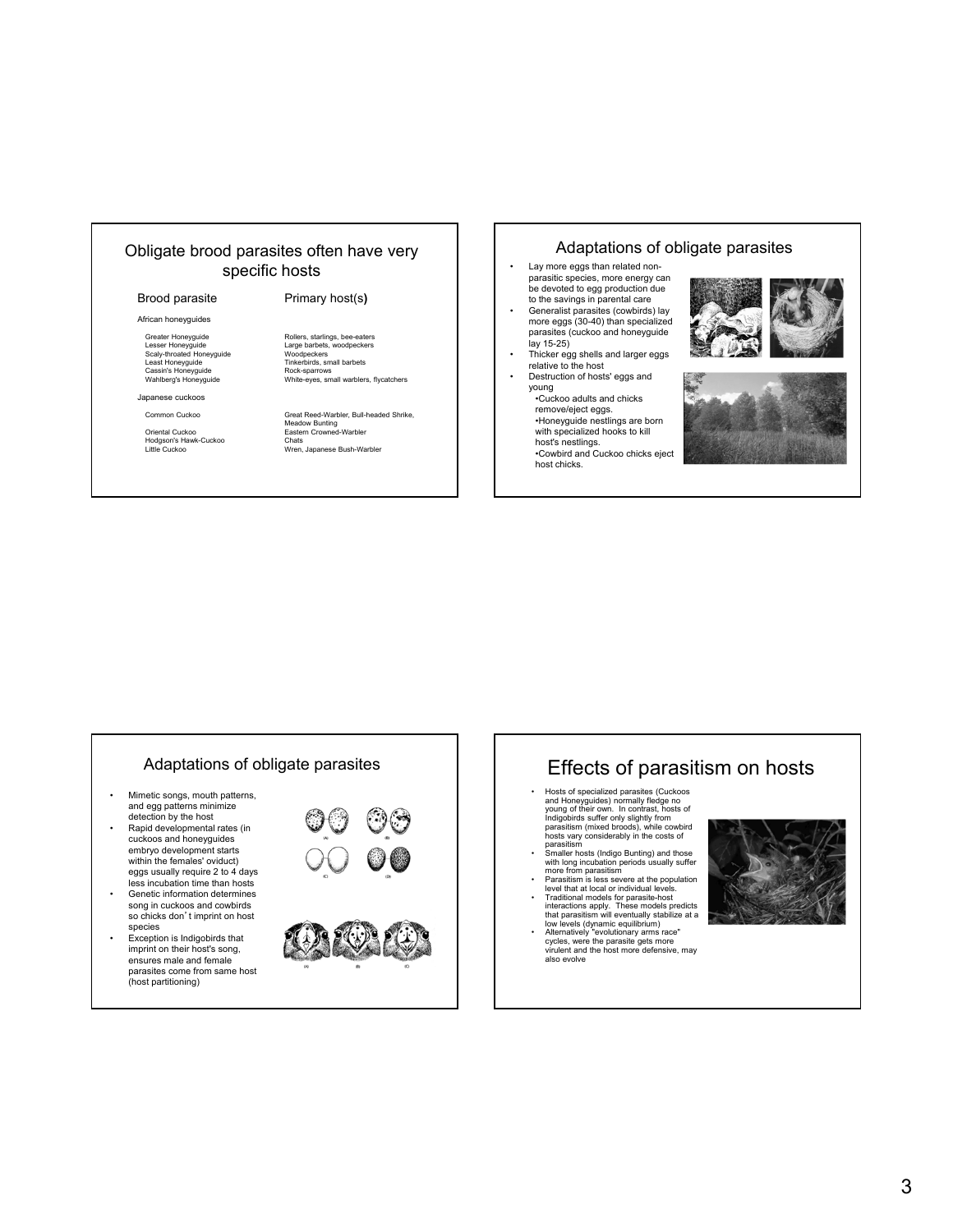## Obligate brood parasites often have very specific hosts

| Brood parasite | Primary host(s) |
| --- | --- |
| **African honeyguides** | |
| Greater Honeyguide | Rollers, starlings, bee-eaters |
| Lesser Honeyguide | Large barbets, woodpeckers |
| Scaly-throated Honeyguide | Woodpeckers |
| Least Honeyguide | Tinkerbirds, small barbets |
| Cassin's Honeyguide | Rock-sparrows |
| Wahlberg's Honeyguide | White-eyes, small warblers, flycatchers |
| **Japanese cuckoos** | |
| Common Cuckoo | Great Reed-Warbler, Bull-headed Shrike, Meadow Bunting |
| Oriental Cuckoo | Eastern Crowned-Warbler |
| Hodgson's Hawk-Cuckoo | Chats |
| Little Cuckoo | Wren, Japanese Bush-Warbler |

## Adaptations of obligate parasites

- Lay more eggs than related non-parasitic species, more energy can be devoted to egg production due to the savings in parental care
- Generalist parasites (cowbirds) lay more eggs (30-40) than specialized parasites (cuckoo and honeyguide lay 15-25)
- Thicker egg shells and larger eggs relative to the host
- Destruction of hosts' eggs and young
  - Cuckoo adults and chicks remove/eject eggs.
  - Honeyguide nestlings are born with specialized hooks to kill host's nestlings.
  - Cowbird and Cuckoo chicks eject host chicks.

## Adaptations of obligate parasites

- Mimetic songs, mouth patterns, and egg patterns minimize detection by the host
- Rapid developmental rates (in cuckoos and honeyguides embryo development starts within the females' oviduct) eggs usually require 2 to 4 days less incubation time than hosts
- Genetic information determines song in cuckoos and cowbirds so chicks don't imprint on host species
- Exception is Indigobirds that imprint on their host's song, ensures male and female parasites come from same host (host partitioning)

(A) (B) (C) (D)

(A) (B) (C)

## Effects of parasitism on hosts

- Hosts of specialized parasites (Cuckoos and Honeyguides) normally fledge no young of their own. In contrast, hosts of Indigobirds suffer only slightly from parasitism (mixed broods), while cowbird hosts vary considerably in the costs of parasitism
- Smaller hosts (Indigo Bunting) and those with long incubation periods usually suffer more from parasitism
- Parasitism is less severe at the population level that at local or individual levels.
- Traditional models for parasite-host interactions apply. These models predicts that parasitism will eventually stabilize at a low levels (dynamic equilibrium)
- Alternatively "evolutionary arms race" cycles, were the parasite gets more virulent and the host more defensive, may also evolve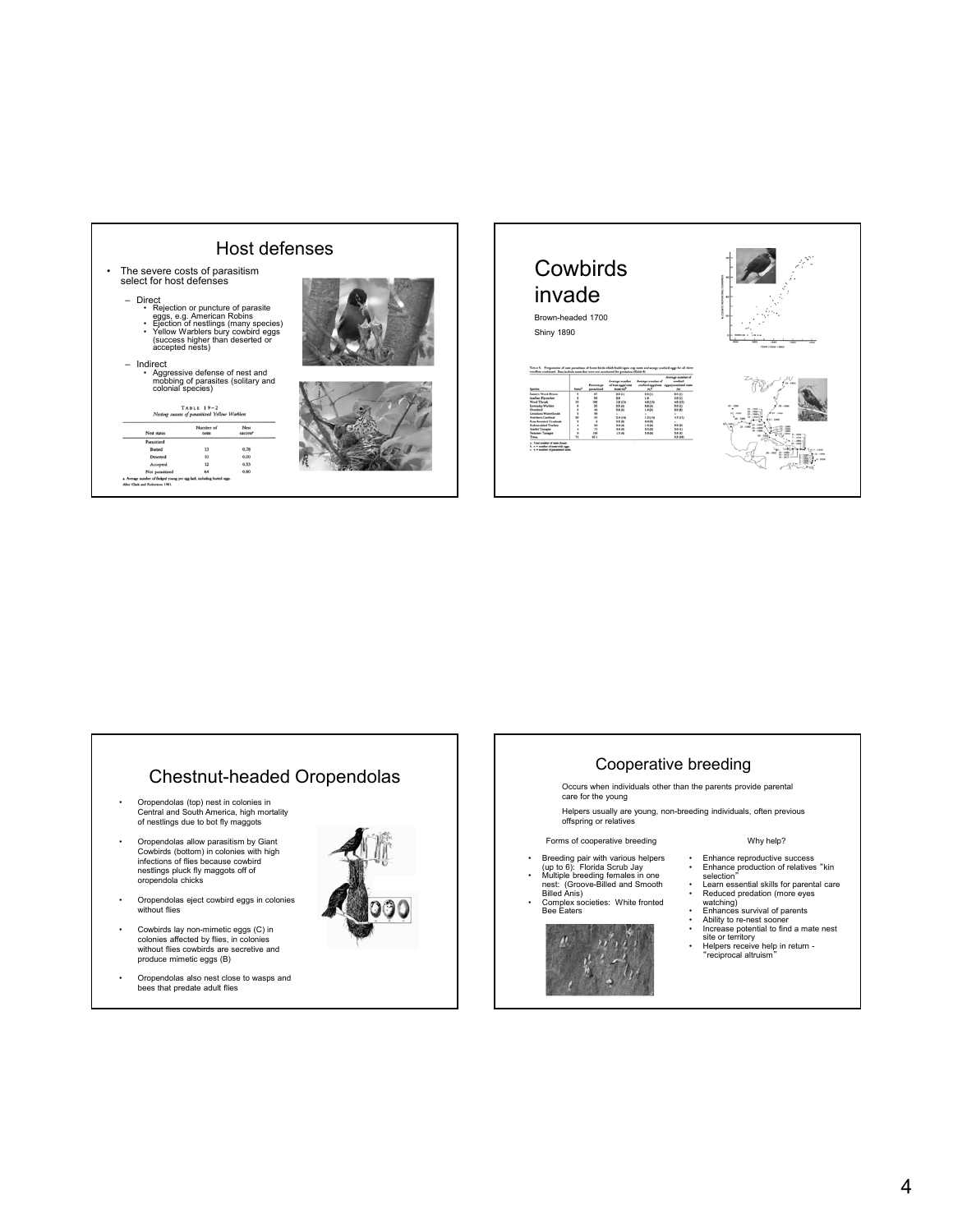## Host defenses

- The severe costs of parasitism select for host defenses
  - Direct
    - Rejection or puncture of parasite eggs, e.g. American Robins
    - Ejection of nestlings (many species)
    - Yellow Warblers bury cowbird eggs (success higher than deserted or accepted nests)
  - Indirect
    - Aggressive defense of nest and mobbing of parasites (solitary and colonial species)

TABLE 19–2
*Nesting success of parasitized Yellow Warblers*

| Nest status | Number of nests | Nest success[a] |
|---|---|---|
| Parasitized | | |
| Buried | 13 | 0.78 |
| Deserted | 10 | 0.00 |
| Accepted | 12 | 0.53 |
| Not parasitized | 64 | 0.80 |

a. Average number of fledged young per egg laid, including buried eggs.
After Clark and Robertson 1981.

## Cowbirds invade

Brown-headed 1700

Shiny 1890

## Chestnut-headed Oropendolas

- Oropendolas (top) nest in colonies in Central and South America, high mortality of nestlings due to bot fly maggots
- Oropendolas allow parasitism by Giant Cowbirds (bottom) in colonies with high infections of flies because cowbird nestlings pluck fly maggots off of oropendola chicks
- Oropendolas eject cowbird eggs in colonies without flies
- Cowbirds lay non-mimetic eggs (C) in colonies affected by flies, in colonies without flies cowbirds are secretive and produce mimetic eggs (B)
- Oropendolas also nest close to wasps and bees that predate adult flies

## Cooperative breeding

Occurs when individuals other than the parents provide parental care for the young

Helpers usually are young, non-breeding individuals, often previous offspring or relatives

Forms of cooperative breeding

- Breeding pair with various helpers (up to 6): Florida Scrub Jay
- Multiple breeding females in one nest: (Groove-Billed and Smooth Billed Anis)
- Complex societies: White fronted Bee Eaters

Why help?

- Enhance reproductive success
- Enhance production of relatives "kin selection"
- Learn essential skills for parental care
- Reduced predation (more eyes watching)
- Enhances survival of parents
- Ability to re-nest sooner
- Increase potential to find a mate nest site or territory
- Helpers receive help in return - "reciprocal altruism"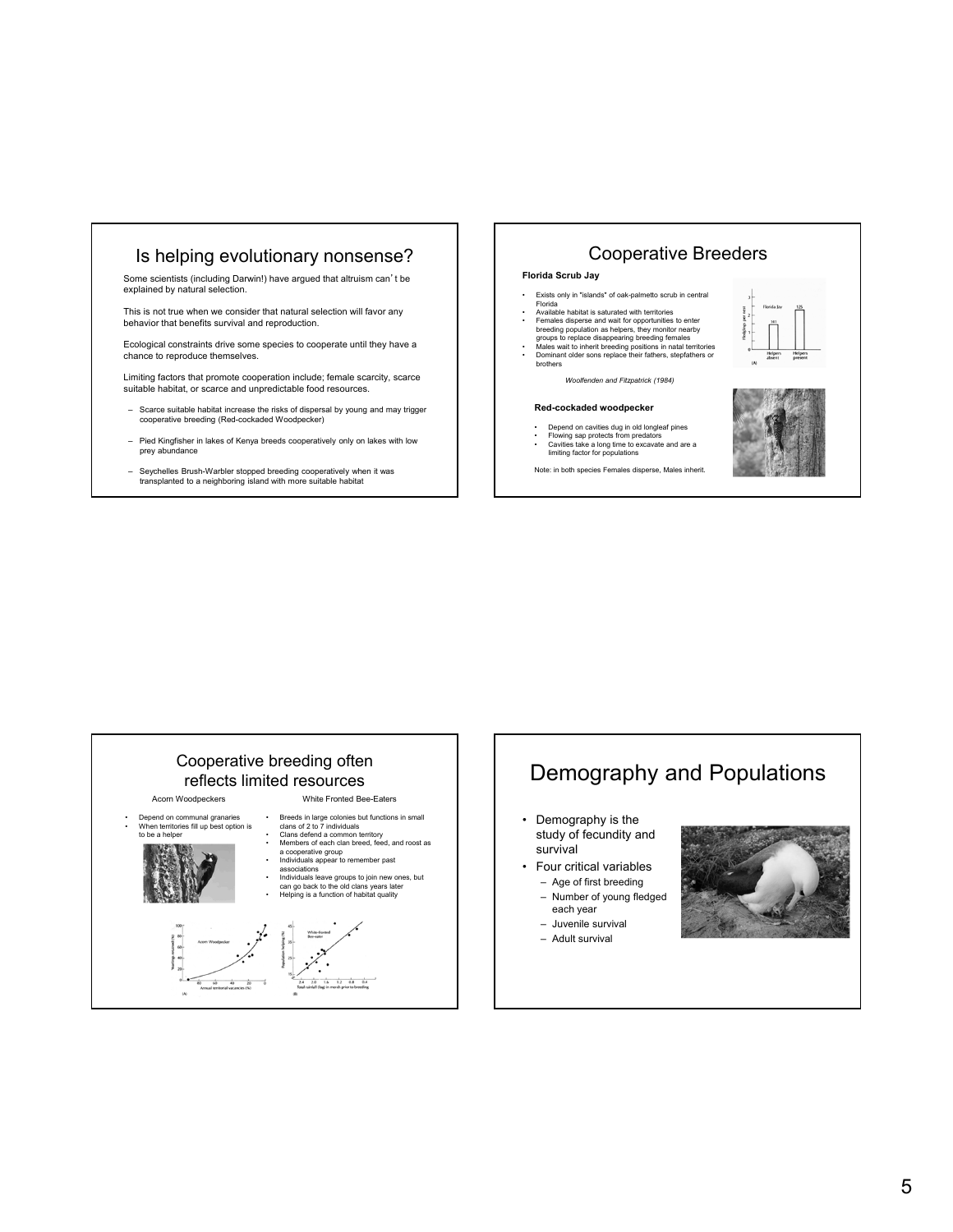## Is helping evolutionary nonsense?

Some scientists (including Darwin!) have argued that altruism can't be explained by natural selection.

This is not true when we consider that natural selection will favor any behavior that benefits survival and reproduction.

Ecological constraints drive some species to cooperate until they have a chance to reproduce themselves.

Limiting factors that promote cooperation include; female scarcity, scarce suitable habitat, or scarce and unpredictable food resources.

- Scarce suitable habitat increase the risks of dispersal by young and may trigger cooperative breeding (Red-cockaded Woodpecker)
- Pied Kingfisher in lakes of Kenya breeds cooperatively only on lakes with low prey abundance
- Seychelles Brush-Warbler stopped breeding cooperatively when it was transplanted to a neighboring island with more suitable habitat

## Cooperative Breeders

**Florida Scrub Jay**

- Exists only in "islands" of oak-palmetto scrub in central Florida
- Available habitat is saturated with territories
- Females disperse and wait for opportunities to enter breeding population as helpers, they monitor nearby groups to replace disappearing breeding females
- Males wait to inherit breeding positions in natal territories
- Dominant older sons replace their fathers, stepfathers or brothers

*Woolfenden and Fitzpatrick (1984)*

Florida Jay
Fledglings per nest
141
525
Helpers absent
Helpers present
(A)

**Red-cockaded woodpecker**

- Depend on cavities dug in old longleaf pines
- Flowing sap protects from predators
- Cavities take a long time to excavate and are a limiting factor for populations

Note: in both species Females disperse, Males inherit.

## Cooperative breeding often reflects limited resources

Acorn Woodpeckers

- Depend on communal granaries
- When territories fill up best option is to be a helper

White Fronted Bee-Eaters

- Breeds in large colonies but functions in small clans of 2 to 7 individuals
- Clans defend a common territory
- Members of each clan breed, feed, and roost as a cooperative group
- Individuals appear to remember past associations
- Individuals leave groups to join new ones, but can go back to the old clans years later
- Helping is a function of habitat quality

Acorn Woodpecker
Yearlings retained (%)
Annual territorial vacancies (%)
(A)

White-fronted Bee-eater
Population helping (%)
Total rainfall (log) in month prior to breeding
(B)

## Demography and Populations

- Demography is the study of fecundity and survival
- Four critical variables
  - Age of first breeding
  - Number of young fledged each year
  - Juvenile survival
  - Adult survival